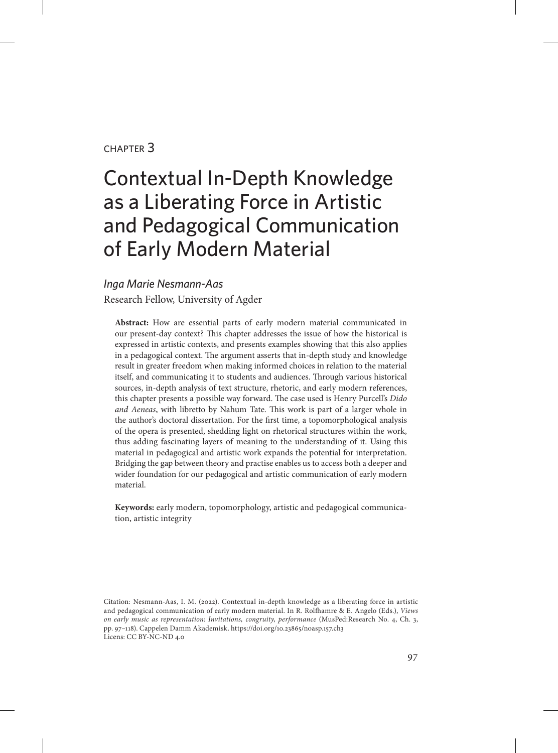CHAPTER 3

# Contextual In-Depth Knowledge as a Liberating Force in Artistic and Pedagogical Communication of Early Modern Material

*Inga Marie Nesmann-Aas*

Research Fellow, University of Agder

**Abstract:** How are essential parts of early modern material communicated in our present-day context? This chapter addresses the issue of how the historical is expressed in artistic contexts, and presents examples showing that this also applies in a pedagogical context. The argument asserts that in-depth study and knowledge result in greater freedom when making informed choices in relation to the material itself, and communicating it to students and audiences. Through various historical sources, in-depth analysis of text structure, rhetoric, and early modern references, this chapter presents a possible way forward. The case used is Henry Purcell's *Dido and Aeneas*, with libretto by Nahum Tate. This work is part of a larger whole in the author's doctoral dissertation. For the first time, a topomorphological analysis of the opera is presented, shedding light on rhetorical structures within the work, thus adding fascinating layers of meaning to the understanding of it. Using this material in pedagogical and artistic work expands the potential for interpretation. Bridging the gap between theory and practise enables us to access both a deeper and wider foundation for our pedagogical and artistic communication of early modern material.

**Keywords:** early modern, topomorphology, artistic and pedagogical communication, artistic integrity

Citation: Nesmann-Aas, I. M. (2022). Contextual in-depth knowledge as a liberating force in artistic and pedagogical communication of early modern material. In R. Rolfhamre & E. Angelo (Eds.), *Views on early music as representation: Invitations, congruity, performance* (MusPed:Research No. 4, Ch. 3, pp. 97–118). Cappelen Damm Akademisk. https://doi.org/10.23865/noasp.157.ch3
Licens: CC BY-NC-ND 4.0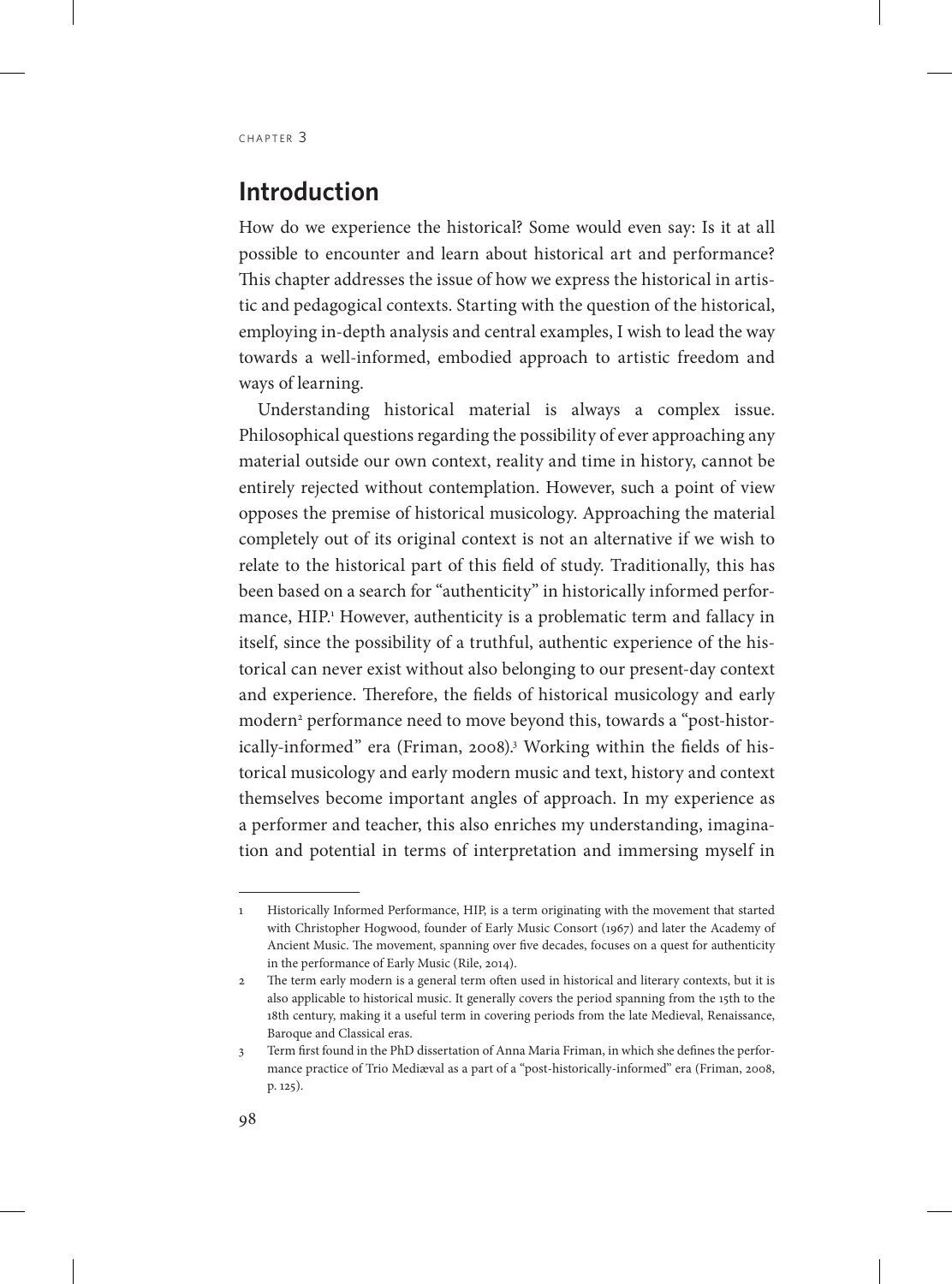## Introduction

How do we experience the historical? Some would even say: Is it at all possible to encounter and learn about historical art and performance? This chapter addresses the issue of how we express the historical in artistic and pedagogical contexts. Starting with the question of the historical, employing in-depth analysis and central examples, I wish to lead the way towards a well-informed, embodied approach to artistic freedom and ways of learning.

Understanding historical material is always a complex issue. Philosophical questions regarding the possibility of ever approaching any material outside our own context, reality and time in history, cannot be entirely rejected without contemplation. However, such a point of view opposes the premise of historical musicology. Approaching the material completely out of its original context is not an alternative if we wish to relate to the historical part of this field of study. Traditionally, this has been based on a search for "authenticity" in historically informed performance, HIP.[1] However, authenticity is a problematic term and fallacy in itself, since the possibility of a truthful, authentic experience of the historical can never exist without also belonging to our present-day context and experience. Therefore, the fields of historical musicology and early modern[2] performance need to move beyond this, towards a "post-historically-informed" era (Friman, 2008).[3] Working within the fields of historical musicology and early modern music and text, history and context themselves become important angles of approach. In my experience as a performer and teacher, this also enriches my understanding, imagination and potential in terms of interpretation and immersing myself in

---

1 Historically Informed Performance, HIP, is a term originating with the movement that started with Christopher Hogwood, founder of Early Music Consort (1967) and later the Academy of Ancient Music. The movement, spanning over five decades, focuses on a quest for authenticity in the performance of Early Music (Rile, 2014).

2 The term early modern is a general term often used in historical and literary contexts, but it is also applicable to historical music. It generally covers the period spanning from the 15th to the 18th century, making it a useful term in covering periods from the late Medieval, Renaissance, Baroque and Classical eras.

3 Term first found in the PhD dissertation of Anna Maria Friman, in which she defines the performance practice of Trio Mediæval as a part of a "post-historically-informed" era (Friman, 2008, p. 125).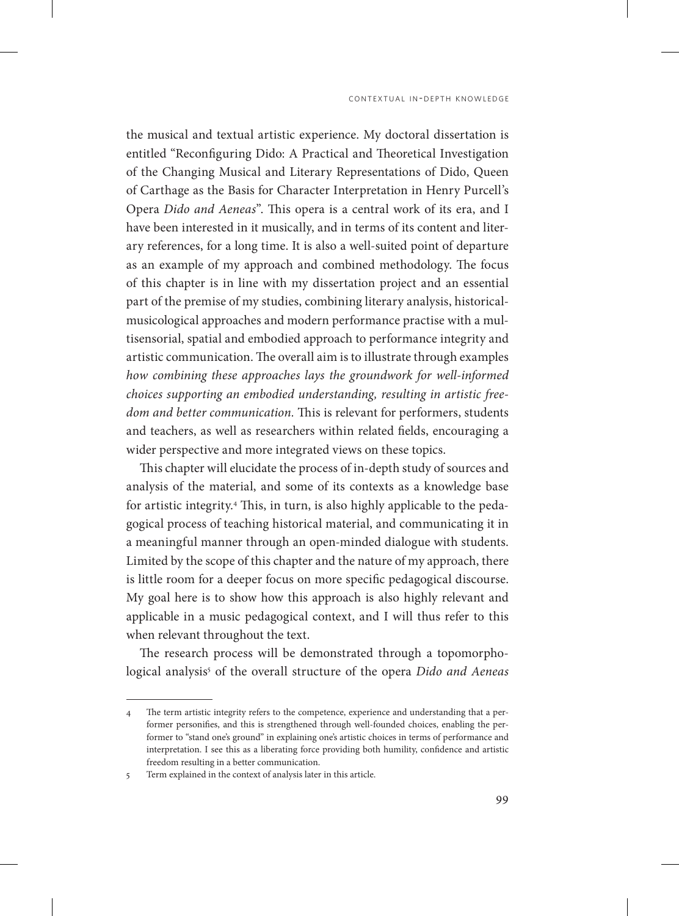the musical and textual artistic experience. My doctoral dissertation is entitled "Reconfiguring Dido: A Practical and Theoretical Investigation of the Changing Musical and Literary Representations of Dido, Queen of Carthage as the Basis for Character Interpretation in Henry Purcell's Opera *Dido and Aeneas*". This opera is a central work of its era, and I have been interested in it musically, and in terms of its content and literary references, for a long time. It is also a well-suited point of departure as an example of my approach and combined methodology. The focus of this chapter is in line with my dissertation project and an essential part of the premise of my studies, combining literary analysis, historical-musicological approaches and modern performance practise with a multisensorial, spatial and embodied approach to performance integrity and artistic communication. The overall aim is to illustrate through examples *how combining these approaches lays the groundwork for well-informed choices supporting an embodied understanding, resulting in artistic freedom and better communication.* This is relevant for performers, students and teachers, as well as researchers within related fields, encouraging a wider perspective and more integrated views on these topics.

This chapter will elucidate the process of in-depth study of sources and analysis of the material, and some of its contexts as a knowledge base for artistic integrity.[4] This, in turn, is also highly applicable to the pedagogical process of teaching historical material, and communicating it in a meaningful manner through an open-minded dialogue with students. Limited by the scope of this chapter and the nature of my approach, there is little room for a deeper focus on more specific pedagogical discourse. My goal here is to show how this approach is also highly relevant and applicable in a music pedagogical context, and I will thus refer to this when relevant throughout the text.

The research process will be demonstrated through a topomorphological analysis[5] of the overall structure of the opera *Dido and Aeneas*

---

4 The term artistic integrity refers to the competence, experience and understanding that a performer personifies, and this is strengthened through well-founded choices, enabling the performer to "stand one's ground" in explaining one's artistic choices in terms of performance and interpretation. I see this as a liberating force providing both humility, confidence and artistic freedom resulting in a better communication.

5 Term explained in the context of analysis later in this article.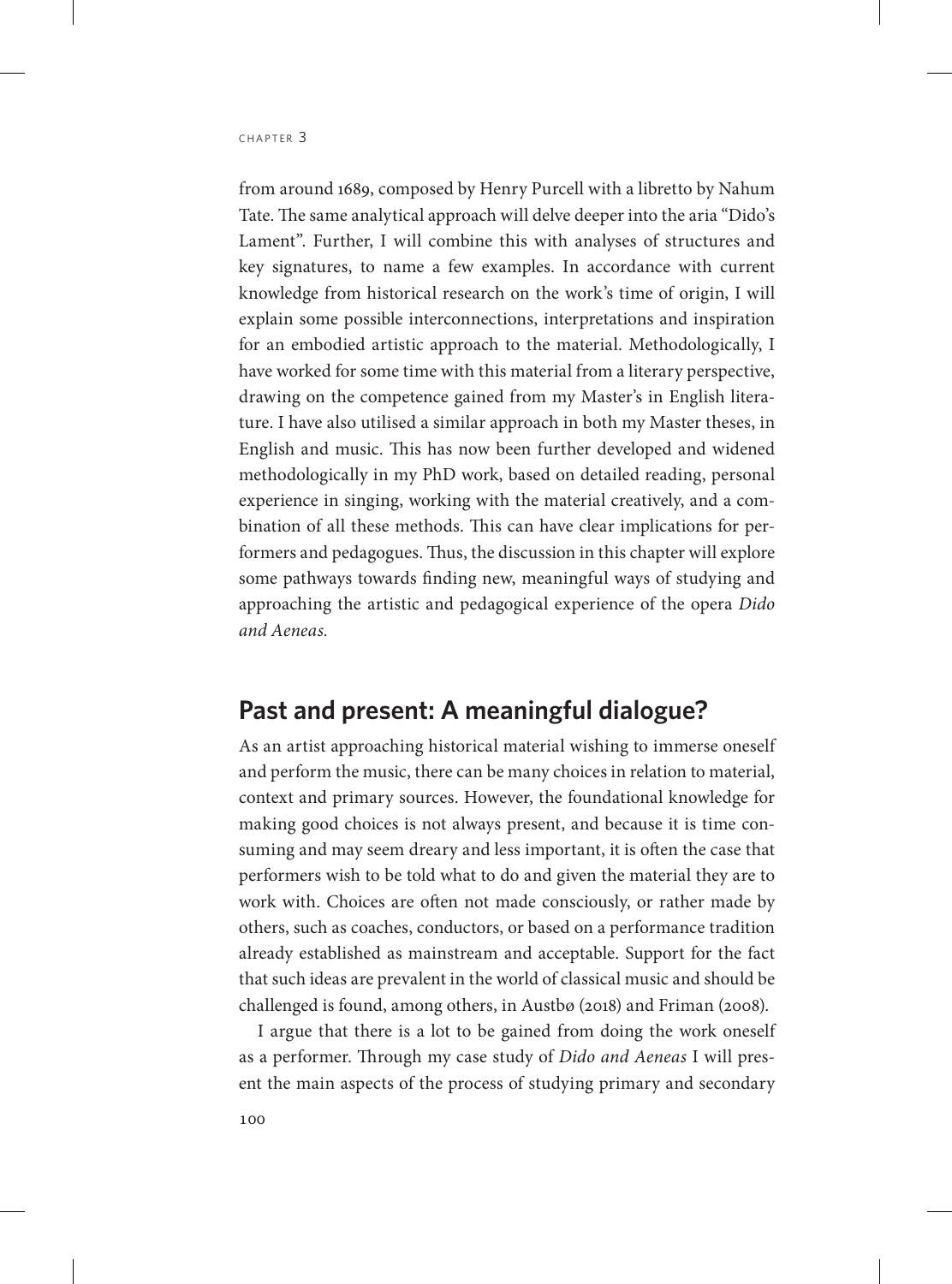from around 1689, composed by Henry Purcell with a libretto by Nahum Tate. The same analytical approach will delve deeper into the aria "Dido's Lament". Further, I will combine this with analyses of structures and key signatures, to name a few examples. In accordance with current knowledge from historical research on the work's time of origin, I will explain some possible interconnections, interpretations and inspiration for an embodied artistic approach to the material. Methodologically, I have worked for some time with this material from a literary perspective, drawing on the competence gained from my Master's in English literature. I have also utilised a similar approach in both my Master theses, in English and music. This has now been further developed and widened methodologically in my PhD work, based on detailed reading, personal experience in singing, working with the material creatively, and a combination of all these methods. This can have clear implications for performers and pedagogues. Thus, the discussion in this chapter will explore some pathways towards finding new, meaningful ways of studying and approaching the artistic and pedagogical experience of the opera *Dido and Aeneas.*

## Past and present: A meaningful dialogue?

As an artist approaching historical material wishing to immerse oneself and perform the music, there can be many choices in relation to material, context and primary sources. However, the foundational knowledge for making good choices is not always present, and because it is time consuming and may seem dreary and less important, it is often the case that performers wish to be told what to do and given the material they are to work with. Choices are often not made consciously, or rather made by others, such as coaches, conductors, or based on a performance tradition already established as mainstream and acceptable. Support for the fact that such ideas are prevalent in the world of classical music and should be challenged is found, among others, in Austbø (2018) and Friman (2008).

I argue that there is a lot to be gained from doing the work oneself as a performer. Through my case study of *Dido and Aeneas* I will present the main aspects of the process of studying primary and secondary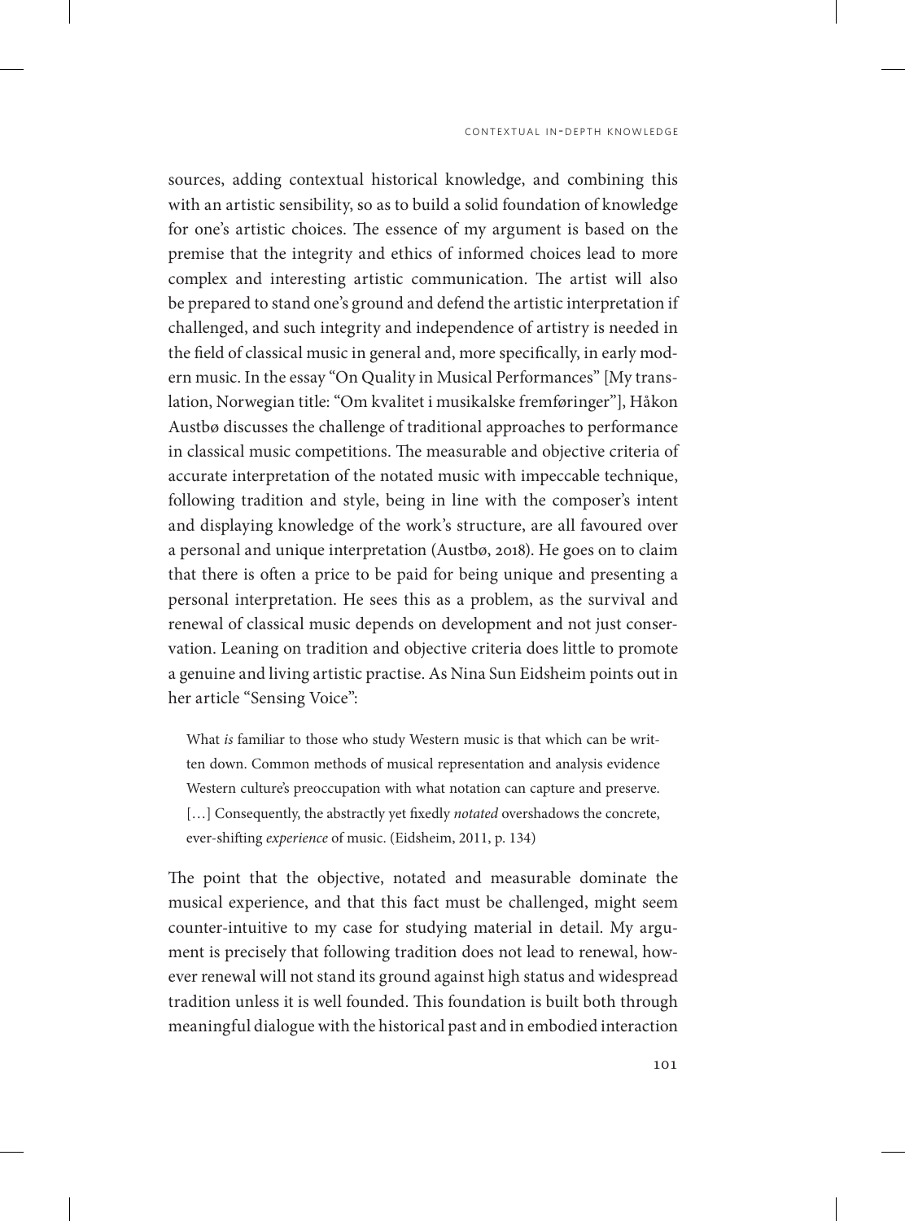sources, adding contextual historical knowledge, and combining this with an artistic sensibility, so as to build a solid foundation of knowledge for one's artistic choices. The essence of my argument is based on the premise that the integrity and ethics of informed choices lead to more complex and interesting artistic communication. The artist will also be prepared to stand one's ground and defend the artistic interpretation if challenged, and such integrity and independence of artistry is needed in the field of classical music in general and, more specifically, in early modern music. In the essay "On Quality in Musical Performances" [My translation, Norwegian title: "Om kvalitet i musikalske fremføringer"], Håkon Austbø discusses the challenge of traditional approaches to performance in classical music competitions. The measurable and objective criteria of accurate interpretation of the notated music with impeccable technique, following tradition and style, being in line with the composer's intent and displaying knowledge of the work's structure, are all favoured over a personal and unique interpretation (Austbø, 2018). He goes on to claim that there is often a price to be paid for being unique and presenting a personal interpretation. He sees this as a problem, as the survival and renewal of classical music depends on development and not just conservation. Leaning on tradition and objective criteria does little to promote a genuine and living artistic practise. As Nina Sun Eidsheim points out in her article "Sensing Voice":

> What *is* familiar to those who study Western music is that which can be written down. Common methods of musical representation and analysis evidence Western culture's preoccupation with what notation can capture and preserve. […] Consequently, the abstractly yet fixedly *notated* overshadows the concrete, ever-shifting *experience* of music. (Eidsheim, 2011, p. 134)

The point that the objective, notated and measurable dominate the musical experience, and that this fact must be challenged, might seem counter-intuitive to my case for studying material in detail. My argument is precisely that following tradition does not lead to renewal, however renewal will not stand its ground against high status and widespread tradition unless it is well founded. This foundation is built both through meaningful dialogue with the historical past and in embodied interaction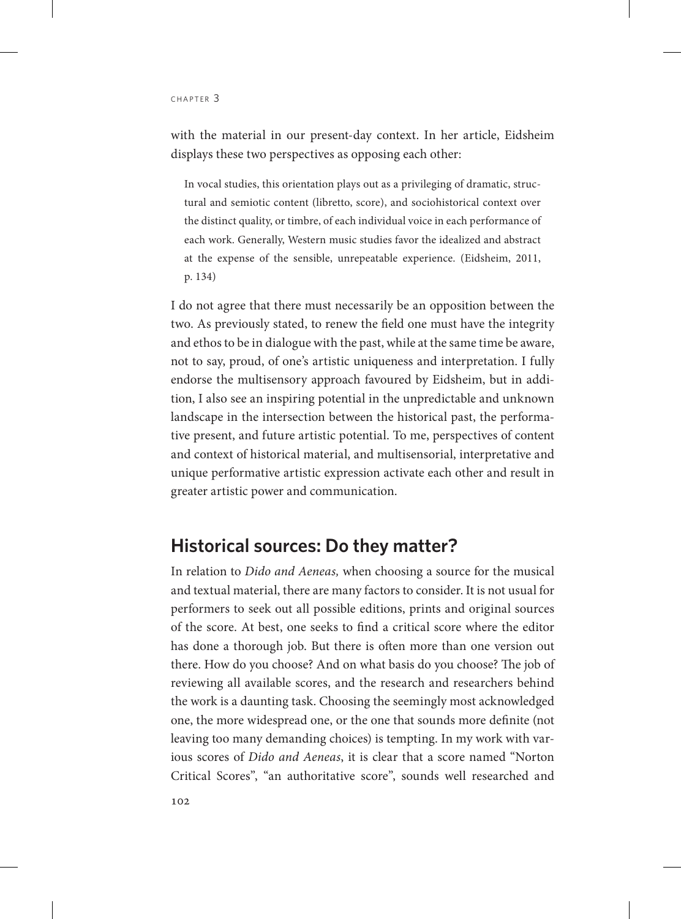with the material in our present-day context. In her article, Eidsheim displays these two perspectives as opposing each other:

> In vocal studies, this orientation plays out as a privileging of dramatic, structural and semiotic content (libretto, score), and sociohistorical context over the distinct quality, or timbre, of each individual voice in each performance of each work. Generally, Western music studies favor the idealized and abstract at the expense of the sensible, unrepeatable experience. (Eidsheim, 2011, p. 134)

I do not agree that there must necessarily be an opposition between the two. As previously stated, to renew the field one must have the integrity and ethos to be in dialogue with the past, while at the same time be aware, not to say, proud, of one's artistic uniqueness and interpretation. I fully endorse the multisensory approach favoured by Eidsheim, but in addition, I also see an inspiring potential in the unpredictable and unknown landscape in the intersection between the historical past, the performative present, and future artistic potential. To me, perspectives of content and context of historical material, and multisensorial, interpretative and unique performative artistic expression activate each other and result in greater artistic power and communication.

## Historical sources: Do they matter?

In relation to *Dido and Aeneas,* when choosing a source for the musical and textual material, there are many factors to consider. It is not usual for performers to seek out all possible editions, prints and original sources of the score. At best, one seeks to find a critical score where the editor has done a thorough job. But there is often more than one version out there. How do you choose? And on what basis do you choose? The job of reviewing all available scores, and the research and researchers behind the work is a daunting task. Choosing the seemingly most acknowledged one, the more widespread one, or the one that sounds more definite (not leaving too many demanding choices) is tempting. In my work with various scores of *Dido and Aeneas*, it is clear that a score named "Norton Critical Scores", "an authoritative score", sounds well researched and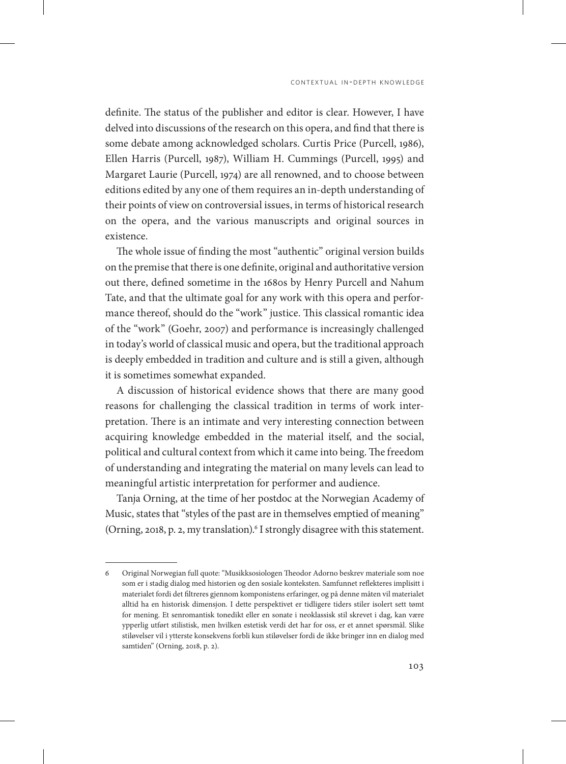definite. The status of the publisher and editor is clear. However, I have delved into discussions of the research on this opera, and find that there is some debate among acknowledged scholars. Curtis Price (Purcell, 1986), Ellen Harris (Purcell, 1987), William H. Cummings (Purcell, 1995) and Margaret Laurie (Purcell, 1974) are all renowned, and to choose between editions edited by any one of them requires an in-depth understanding of their points of view on controversial issues, in terms of historical research on the opera, and the various manuscripts and original sources in existence.

The whole issue of finding the most "authentic" original version builds on the premise that there is one definite, original and authoritative version out there, defined sometime in the 1680s by Henry Purcell and Nahum Tate, and that the ultimate goal for any work with this opera and performance thereof, should do the "work" justice. This classical romantic idea of the "work" (Goehr, 2007) and performance is increasingly challenged in today's world of classical music and opera, but the traditional approach is deeply embedded in tradition and culture and is still a given, although it is sometimes somewhat expanded.

A discussion of historical evidence shows that there are many good reasons for challenging the classical tradition in terms of work interpretation. There is an intimate and very interesting connection between acquiring knowledge embedded in the material itself, and the social, political and cultural context from which it came into being. The freedom of understanding and integrating the material on many levels can lead to meaningful artistic interpretation for performer and audience.

Tanja Orning, at the time of her postdoc at the Norwegian Academy of Music, states that "styles of the past are in themselves emptied of meaning" (Orning, 2018, p. 2, my translation).[6] I strongly disagree with this statement.

---

6 Original Norwegian full quote: "Musikksosiologen Theodor Adorno beskrev materiale som noe som er i stadig dialog med historien og den sosiale konteksten. Samfunnet reflekteres implisitt i materialet fordi det filtreres gjennom komponistens erfaringer, og på denne måten vil materialet alltid ha en historisk dimensjon. I dette perspektivet er tidligere tiders stiler isolert sett tømt for mening. Et senromantisk tonedikt eller en sonate i neoklassisk stil skrevet i dag, kan være ypperlig utført stilistisk, men hvilken estetisk verdi det har for oss, er et annet spørsmål. Slike stiløvelser vil i ytterste konsekvens forbli kun stiløvelser fordi de ikke bringer inn en dialog med samtiden" (Orning, 2018, p. 2).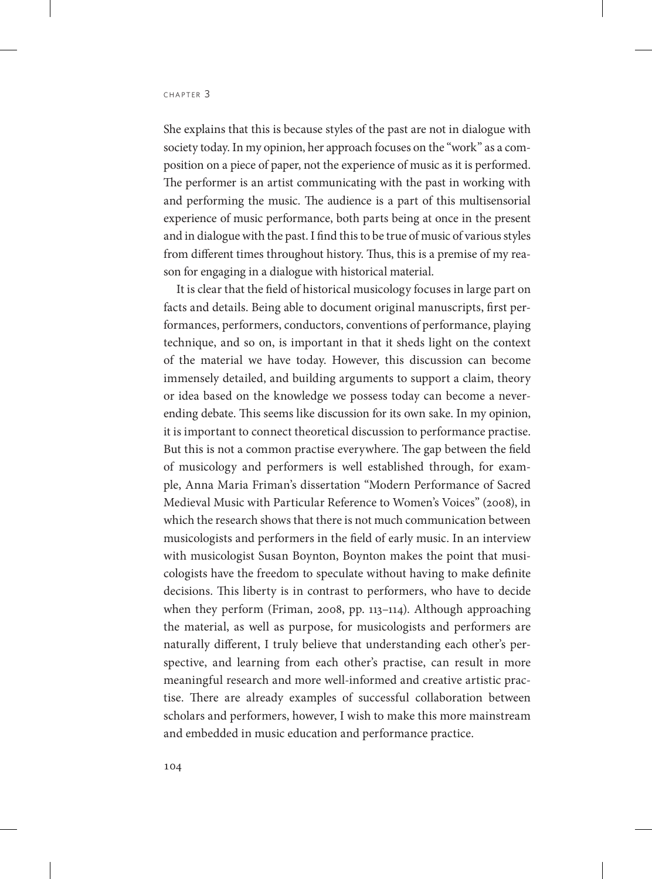She explains that this is because styles of the past are not in dialogue with society today. In my opinion, her approach focuses on the "work" as a composition on a piece of paper, not the experience of music as it is performed. The performer is an artist communicating with the past in working with and performing the music. The audience is a part of this multisensorial experience of music performance, both parts being at once in the present and in dialogue with the past. I find this to be true of music of various styles from different times throughout history. Thus, this is a premise of my reason for engaging in a dialogue with historical material.

It is clear that the field of historical musicology focuses in large part on facts and details. Being able to document original manuscripts, first performances, performers, conductors, conventions of performance, playing technique, and so on, is important in that it sheds light on the context of the material we have today. However, this discussion can become immensely detailed, and building arguments to support a claim, theory or idea based on the knowledge we possess today can become a neverending debate. This seems like discussion for its own sake. In my opinion, it is important to connect theoretical discussion to performance practise. But this is not a common practise everywhere. The gap between the field of musicology and performers is well established through, for example, Anna Maria Friman's dissertation "Modern Performance of Sacred Medieval Music with Particular Reference to Women's Voices" (2008), in which the research shows that there is not much communication between musicologists and performers in the field of early music. In an interview with musicologist Susan Boynton, Boynton makes the point that musicologists have the freedom to speculate without having to make definite decisions. This liberty is in contrast to performers, who have to decide when they perform (Friman, 2008, pp. 113–114). Although approaching the material, as well as purpose, for musicologists and performers are naturally different, I truly believe that understanding each other's perspective, and learning from each other's practise, can result in more meaningful research and more well-informed and creative artistic practise. There are already examples of successful collaboration between scholars and performers, however, I wish to make this more mainstream and embedded in music education and performance practice.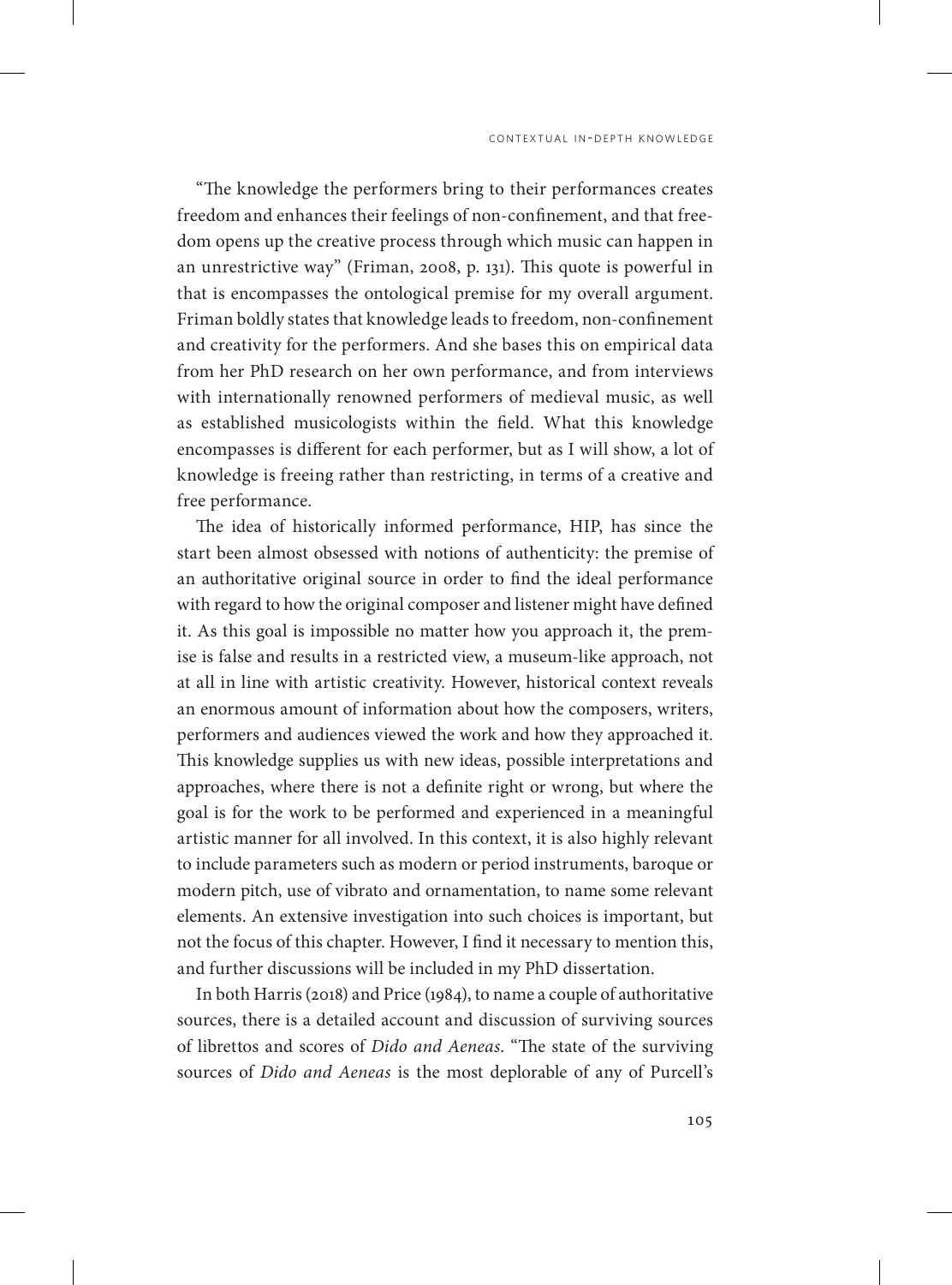"The knowledge the performers bring to their performances creates freedom and enhances their feelings of non-confinement, and that freedom opens up the creative process through which music can happen in an unrestrictive way" (Friman, 2008, p. 131). This quote is powerful in that is encompasses the ontological premise for my overall argument. Friman boldly states that knowledge leads to freedom, non-confinement and creativity for the performers. And she bases this on empirical data from her PhD research on her own performance, and from interviews with internationally renowned performers of medieval music, as well as established musicologists within the field. What this knowledge encompasses is different for each performer, but as I will show, a lot of knowledge is freeing rather than restricting, in terms of a creative and free performance.

The idea of historically informed performance, HIP, has since the start been almost obsessed with notions of authenticity: the premise of an authoritative original source in order to find the ideal performance with regard to how the original composer and listener might have defined it. As this goal is impossible no matter how you approach it, the premise is false and results in a restricted view, a museum-like approach, not at all in line with artistic creativity. However, historical context reveals an enormous amount of information about how the composers, writers, performers and audiences viewed the work and how they approached it. This knowledge supplies us with new ideas, possible interpretations and approaches, where there is not a definite right or wrong, but where the goal is for the work to be performed and experienced in a meaningful artistic manner for all involved. In this context, it is also highly relevant to include parameters such as modern or period instruments, baroque or modern pitch, use of vibrato and ornamentation, to name some relevant elements. An extensive investigation into such choices is important, but not the focus of this chapter. However, I find it necessary to mention this, and further discussions will be included in my PhD dissertation.

In both Harris (2018) and Price (1984), to name a couple of authoritative sources, there is a detailed account and discussion of surviving sources of librettos and scores of *Dido and Aeneas*. "The state of the surviving sources of *Dido and Aeneas* is the most deplorable of any of Purcell's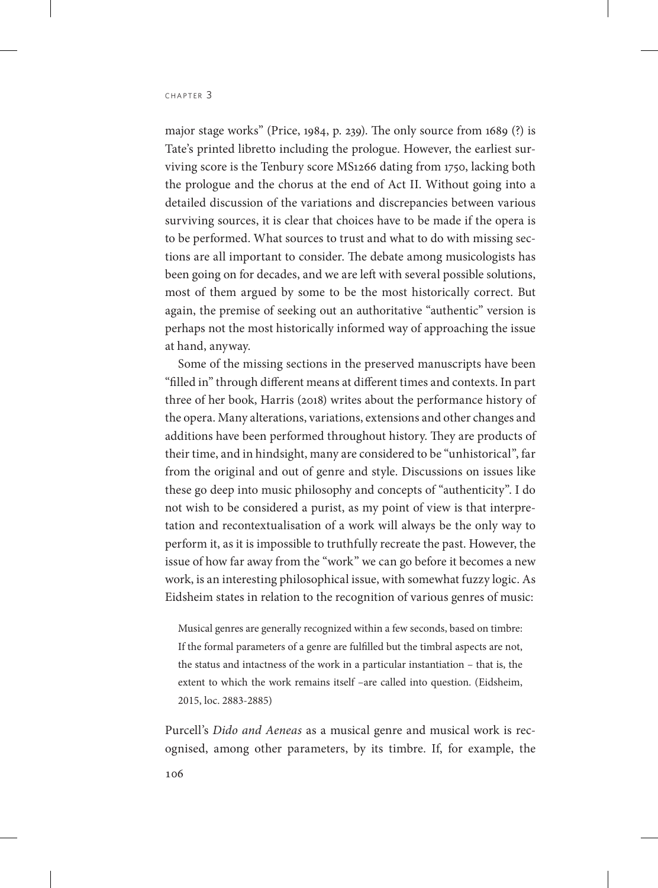major stage works" (Price, 1984, p. 239). The only source from 1689 (?) is Tate's printed libretto including the prologue. However, the earliest surviving score is the Tenbury score MS1266 dating from 1750, lacking both the prologue and the chorus at the end of Act II. Without going into a detailed discussion of the variations and discrepancies between various surviving sources, it is clear that choices have to be made if the opera is to be performed. What sources to trust and what to do with missing sections are all important to consider. The debate among musicologists has been going on for decades, and we are left with several possible solutions, most of them argued by some to be the most historically correct. But again, the premise of seeking out an authoritative "authentic" version is perhaps not the most historically informed way of approaching the issue at hand, anyway.

Some of the missing sections in the preserved manuscripts have been "filled in" through different means at different times and contexts. In part three of her book, Harris (2018) writes about the performance history of the opera. Many alterations, variations, extensions and other changes and additions have been performed throughout history. They are products of their time, and in hindsight, many are considered to be "unhistorical", far from the original and out of genre and style. Discussions on issues like these go deep into music philosophy and concepts of "authenticity". I do not wish to be considered a purist, as my point of view is that interpretation and recontextualisation of a work will always be the only way to perform it, as it is impossible to truthfully recreate the past. However, the issue of how far away from the "work" we can go before it becomes a new work, is an interesting philosophical issue, with somewhat fuzzy logic. As Eidsheim states in relation to the recognition of various genres of music:

> Musical genres are generally recognized within a few seconds, based on timbre: If the formal parameters of a genre are fulfilled but the timbral aspects are not, the status and intactness of the work in a particular instantiation – that is, the extent to which the work remains itself –are called into question. (Eidsheim, 2015, loc. 2883-2885)

Purcell's *Dido and Aeneas* as a musical genre and musical work is recognised, among other parameters, by its timbre. If, for example, the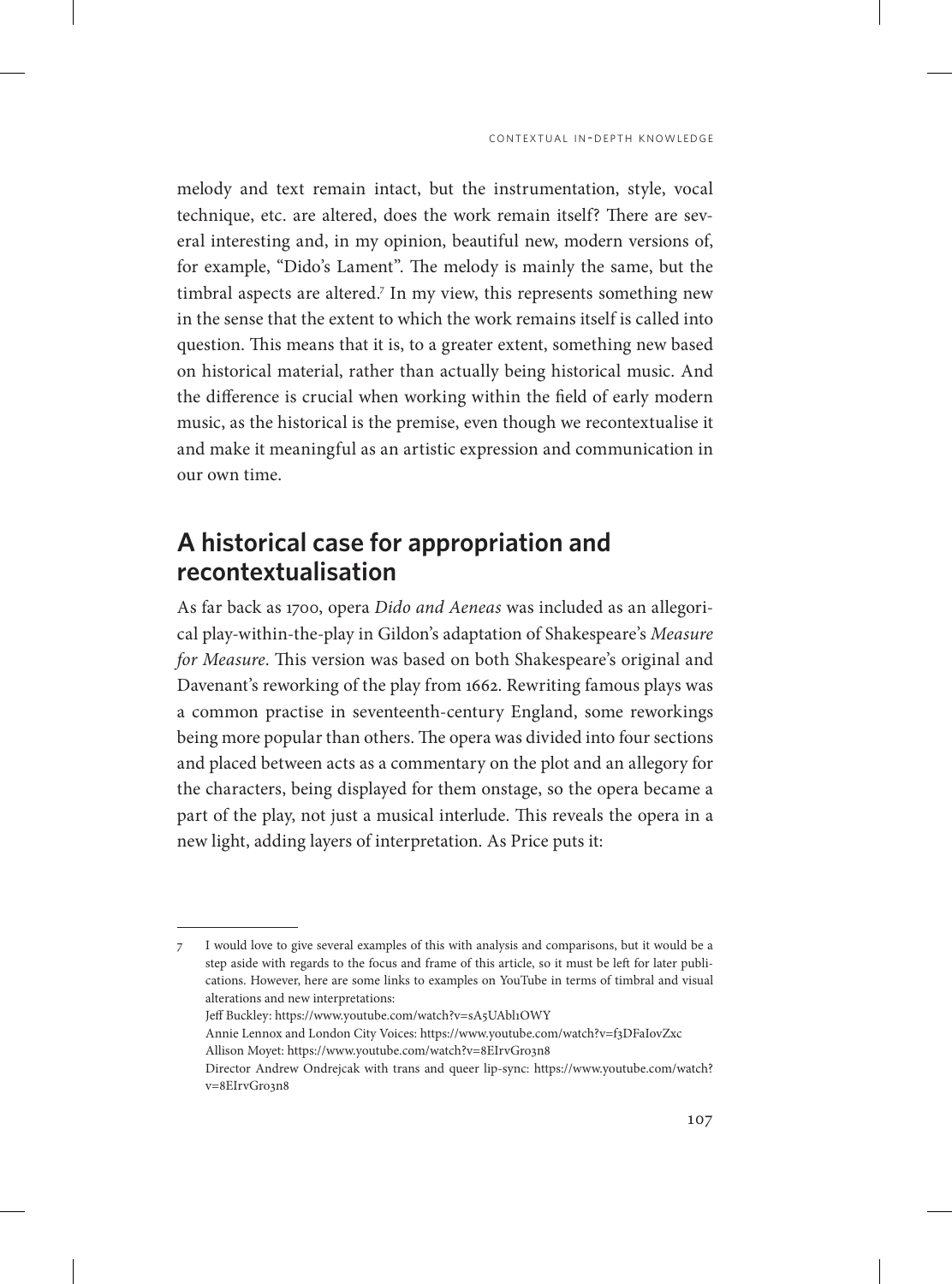melody and text remain intact, but the instrumentation, style, vocal technique, etc. are altered, does the work remain itself? There are several interesting and, in my opinion, beautiful new, modern versions of, for example, "Dido's Lament". The melody is mainly the same, but the timbral aspects are altered.[7] In my view, this represents something new in the sense that the extent to which the work remains itself is called into question. This means that it is, to a greater extent, something new based on historical material, rather than actually being historical music. And the difference is crucial when working within the field of early modern music, as the historical is the premise, even though we recontextualise it and make it meaningful as an artistic expression and communication in our own time.

## A historical case for appropriation and recontextualisation

As far back as 1700, opera *Dido and Aeneas* was included as an allegorical play-within-the-play in Gildon's adaptation of Shakespeare's *Measure for Measure*. This version was based on both Shakespeare's original and Davenant's reworking of the play from 1662. Rewriting famous plays was a common practise in seventeenth-century England, some reworkings being more popular than others. The opera was divided into four sections and placed between acts as a commentary on the plot and an allegory for the characters, being displayed for them onstage, so the opera became a part of the play, not just a musical interlude. This reveals the opera in a new light, adding layers of interpretation. As Price puts it:

---

7 I would love to give several examples of this with analysis and comparisons, but it would be a step aside with regards to the focus and frame of this article, so it must be left for later publications. However, here are some links to examples on YouTube in terms of timbral and visual alterations and new interpretations:
Jeff Buckley: https://www.youtube.com/watch?v=sA5UAbl1OWY
Annie Lennox and London City Voices: https://www.youtube.com/watch?v=f3DFaIovZxc
Allison Moyet: https://www.youtube.com/watch?v=8EIrvGro3n8
Director Andrew Ondrejcak with trans and queer lip-sync: https://www.youtube.com/watch?v=8EIrvGro3n8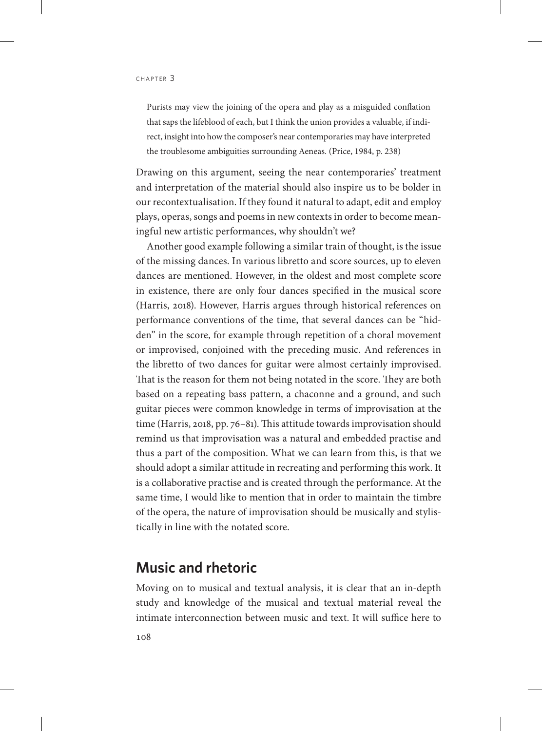> Purists may view the joining of the opera and play as a misguided conflation that saps the lifeblood of each, but I think the union provides a valuable, if indirect, insight into how the composer's near contemporaries may have interpreted the troublesome ambiguities surrounding Aeneas. (Price, 1984, p. 238)

Drawing on this argument, seeing the near contemporaries' treatment and interpretation of the material should also inspire us to be bolder in our recontextualisation. If they found it natural to adapt, edit and employ plays, operas, songs and poems in new contexts in order to become meaningful new artistic performances, why shouldn't we?

Another good example following a similar train of thought, is the issue of the missing dances. In various libretto and score sources, up to eleven dances are mentioned. However, in the oldest and most complete score in existence, there are only four dances specified in the musical score (Harris, 2018). However, Harris argues through historical references on performance conventions of the time, that several dances can be "hidden" in the score, for example through repetition of a choral movement or improvised, conjoined with the preceding music. And references in the libretto of two dances for guitar were almost certainly improvised. That is the reason for them not being notated in the score. They are both based on a repeating bass pattern, a chaconne and a ground, and such guitar pieces were common knowledge in terms of improvisation at the time (Harris, 2018, pp. 76–81). This attitude towards improvisation should remind us that improvisation was a natural and embedded practise and thus a part of the composition. What we can learn from this, is that we should adopt a similar attitude in recreating and performing this work. It is a collaborative practise and is created through the performance. At the same time, I would like to mention that in order to maintain the timbre of the opera, the nature of improvisation should be musically and stylistically in line with the notated score.

## Music and rhetoric

Moving on to musical and textual analysis, it is clear that an in-depth study and knowledge of the musical and textual material reveal the intimate interconnection between music and text. It will suffice here to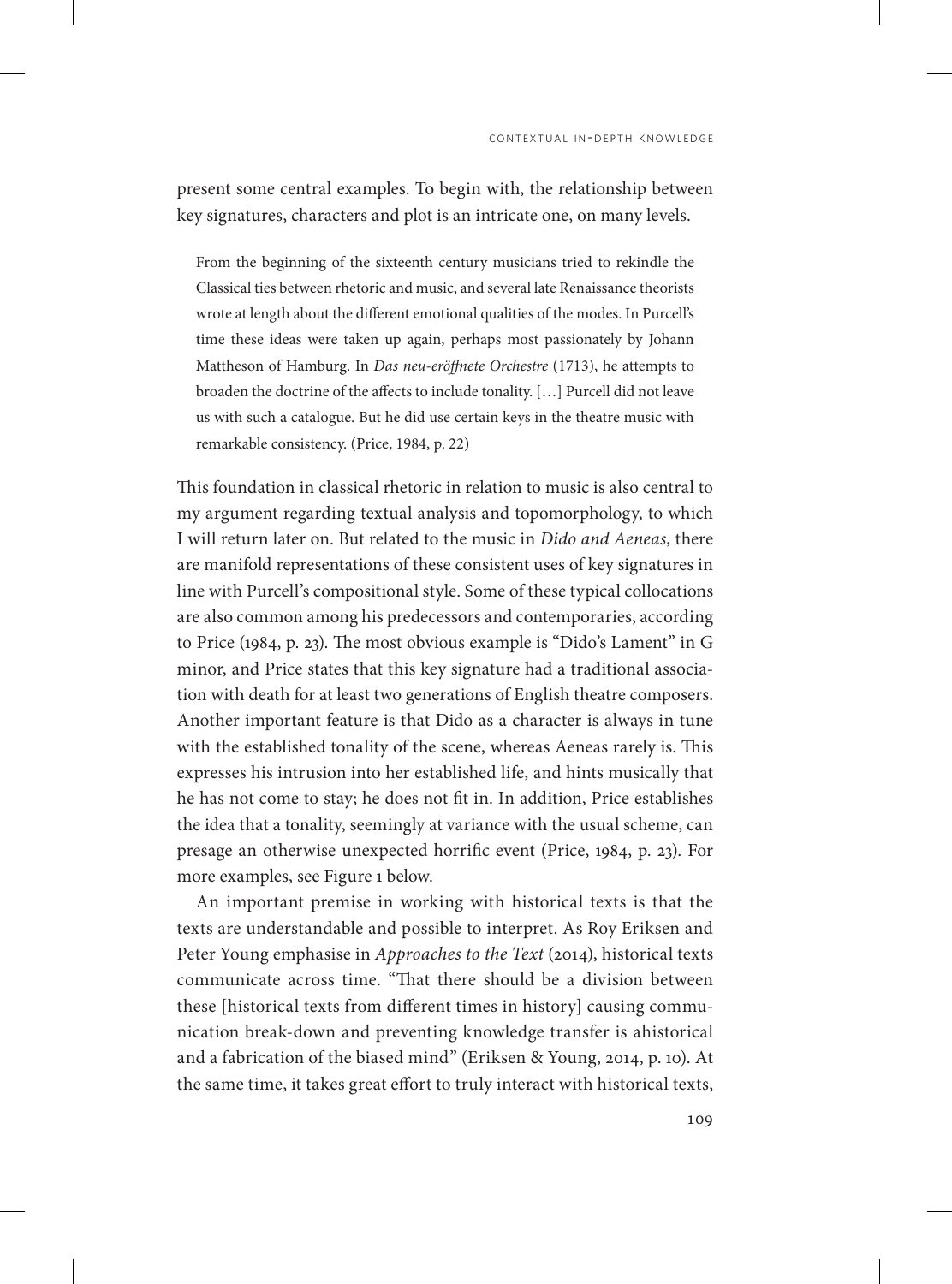present some central examples. To begin with, the relationship between key signatures, characters and plot is an intricate one, on many levels.

> From the beginning of the sixteenth century musicians tried to rekindle the Classical ties between rhetoric and music, and several late Renaissance theorists wrote at length about the different emotional qualities of the modes. In Purcell's time these ideas were taken up again, perhaps most passionately by Johann Mattheson of Hamburg. In *Das neu-eröffnete Orchestre* (1713), he attempts to broaden the doctrine of the affects to include tonality. […] Purcell did not leave us with such a catalogue. But he did use certain keys in the theatre music with remarkable consistency. (Price, 1984, p. 22)

This foundation in classical rhetoric in relation to music is also central to my argument regarding textual analysis and topomorphology, to which I will return later on. But related to the music in *Dido and Aeneas*, there are manifold representations of these consistent uses of key signatures in line with Purcell's compositional style. Some of these typical collocations are also common among his predecessors and contemporaries, according to Price (1984, p. 23). The most obvious example is "Dido's Lament" in G minor, and Price states that this key signature had a traditional association with death for at least two generations of English theatre composers. Another important feature is that Dido as a character is always in tune with the established tonality of the scene, whereas Aeneas rarely is. This expresses his intrusion into her established life, and hints musically that he has not come to stay; he does not fit in. In addition, Price establishes the idea that a tonality, seemingly at variance with the usual scheme, can presage an otherwise unexpected horrific event (Price, 1984, p. 23). For more examples, see Figure 1 below.

An important premise in working with historical texts is that the texts are understandable and possible to interpret. As Roy Eriksen and Peter Young emphasise in *Approaches to the Text* (2014), historical texts communicate across time. "That there should be a division between these [historical texts from different times in history] causing communication break-down and preventing knowledge transfer is ahistorical and a fabrication of the biased mind" (Eriksen & Young, 2014, p. 10). At the same time, it takes great effort to truly interact with historical texts,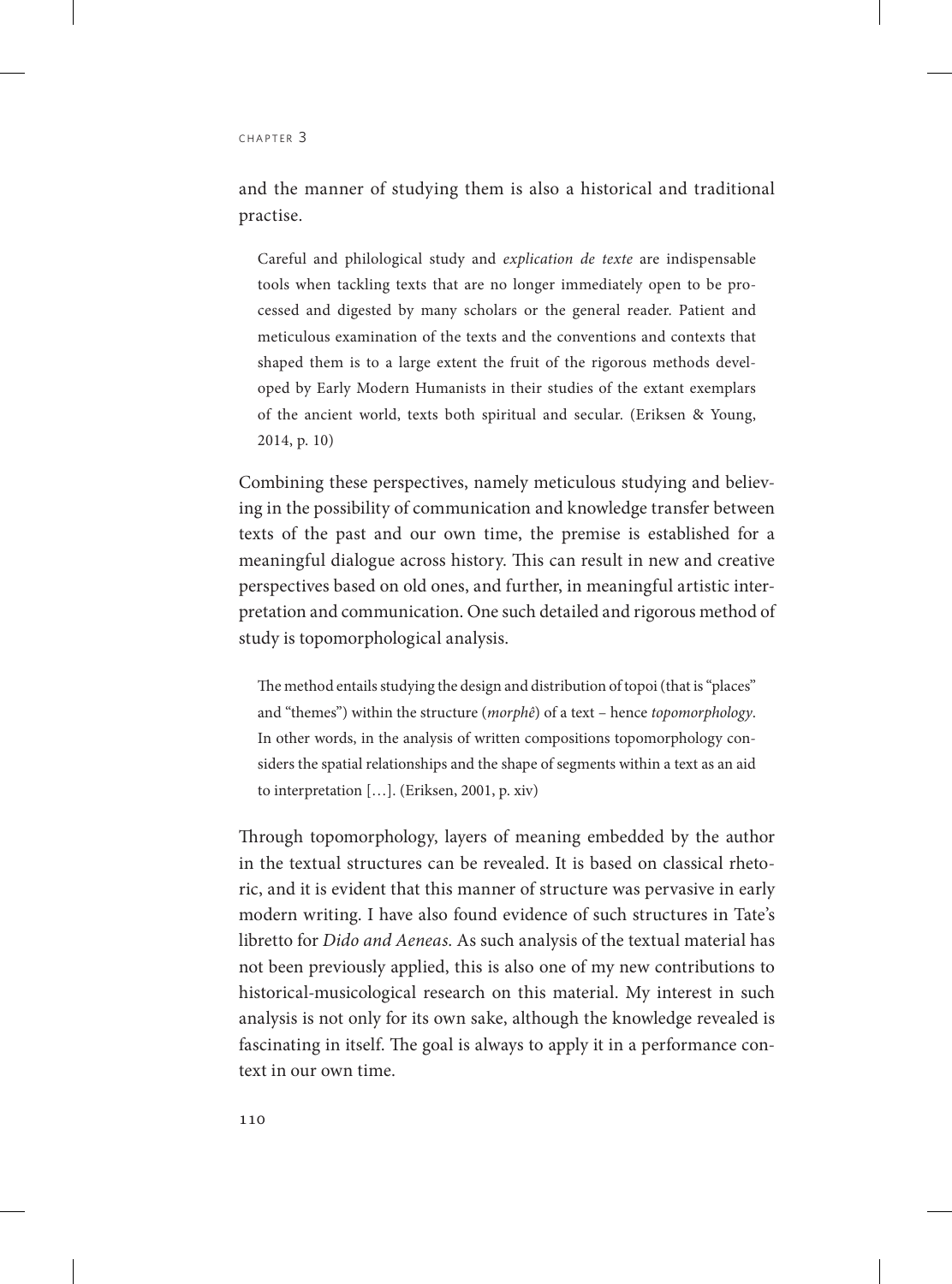and the manner of studying them is also a historical and traditional practise.

> Careful and philological study and *explication de texte* are indispensable tools when tackling texts that are no longer immediately open to be processed and digested by many scholars or the general reader. Patient and meticulous examination of the texts and the conventions and contexts that shaped them is to a large extent the fruit of the rigorous methods developed by Early Modern Humanists in their studies of the extant exemplars of the ancient world, texts both spiritual and secular. (Eriksen & Young, 2014, p. 10)

Combining these perspectives, namely meticulous studying and believing in the possibility of communication and knowledge transfer between texts of the past and our own time, the premise is established for a meaningful dialogue across history. This can result in new and creative perspectives based on old ones, and further, in meaningful artistic interpretation and communication. One such detailed and rigorous method of study is topomorphological analysis.

> The method entails studying the design and distribution of topoi (that is "places" and "themes") within the structure (*morphê*) of a text – hence *topomorphology*. In other words, in the analysis of written compositions topomorphology considers the spatial relationships and the shape of segments within a text as an aid to interpretation […]. (Eriksen, 2001, p. xiv)

Through topomorphology, layers of meaning embedded by the author in the textual structures can be revealed. It is based on classical rhetoric, and it is evident that this manner of structure was pervasive in early modern writing. I have also found evidence of such structures in Tate's libretto for *Dido and Aeneas*. As such analysis of the textual material has not been previously applied, this is also one of my new contributions to historical-musicological research on this material. My interest in such analysis is not only for its own sake, although the knowledge revealed is fascinating in itself. The goal is always to apply it in a performance context in our own time.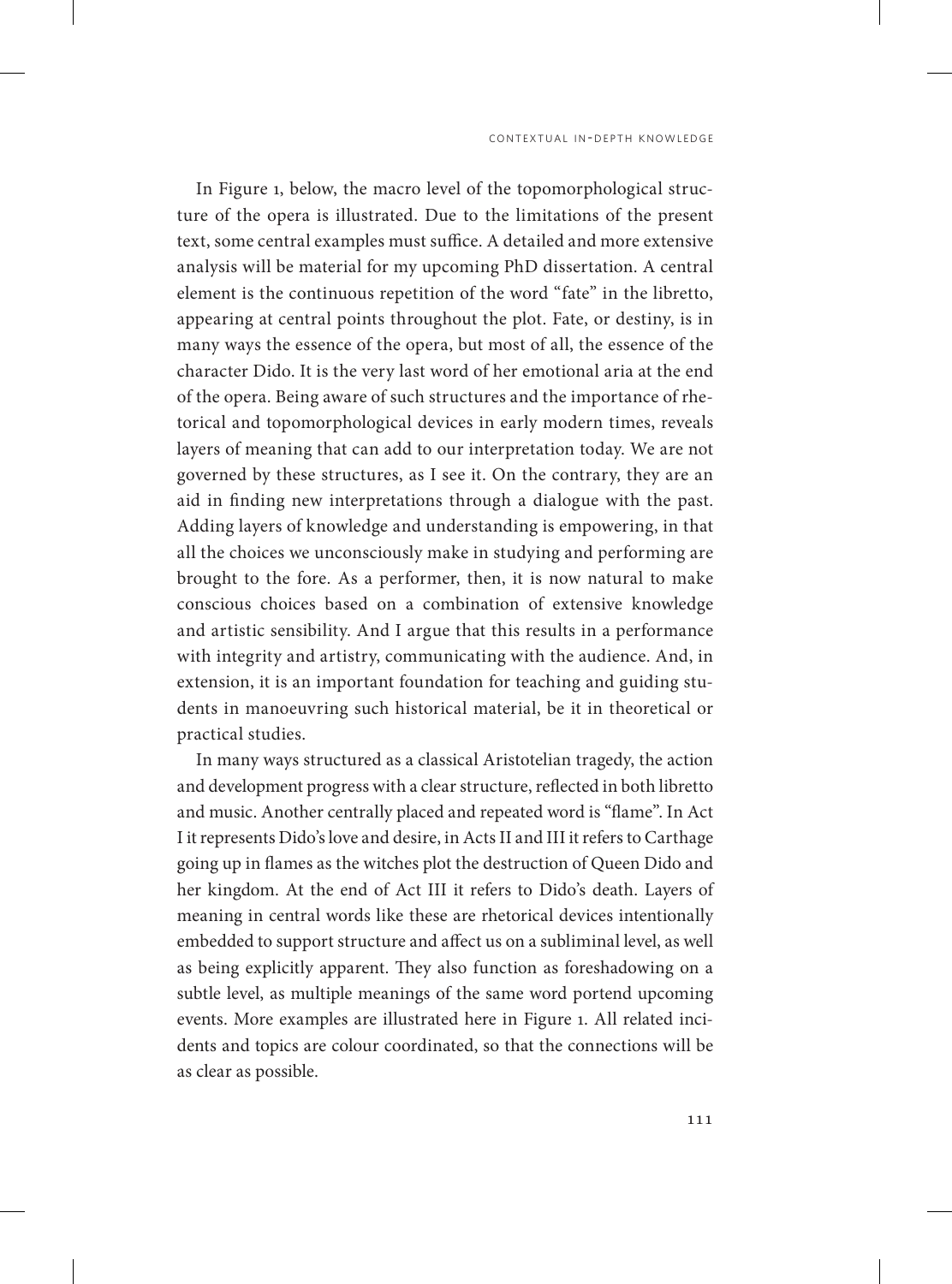In Figure 1, below, the macro level of the topomorphological structure of the opera is illustrated. Due to the limitations of the present text, some central examples must suffice. A detailed and more extensive analysis will be material for my upcoming PhD dissertation. A central element is the continuous repetition of the word "fate" in the libretto, appearing at central points throughout the plot. Fate, or destiny, is in many ways the essence of the opera, but most of all, the essence of the character Dido. It is the very last word of her emotional aria at the end of the opera. Being aware of such structures and the importance of rhetorical and topomorphological devices in early modern times, reveals layers of meaning that can add to our interpretation today. We are not governed by these structures, as I see it. On the contrary, they are an aid in finding new interpretations through a dialogue with the past. Adding layers of knowledge and understanding is empowering, in that all the choices we unconsciously make in studying and performing are brought to the fore. As a performer, then, it is now natural to make conscious choices based on a combination of extensive knowledge and artistic sensibility. And I argue that this results in a performance with integrity and artistry, communicating with the audience. And, in extension, it is an important foundation for teaching and guiding students in manoeuvring such historical material, be it in theoretical or practical studies.

In many ways structured as a classical Aristotelian tragedy, the action and development progress with a clear structure, reflected in both libretto and music. Another centrally placed and repeated word is "flame". In Act I it represents Dido's love and desire, in Acts II and III it refers to Carthage going up in flames as the witches plot the destruction of Queen Dido and her kingdom. At the end of Act III it refers to Dido's death. Layers of meaning in central words like these are rhetorical devices intentionally embedded to support structure and affect us on a subliminal level, as well as being explicitly apparent. They also function as foreshadowing on a subtle level, as multiple meanings of the same word portend upcoming events. More examples are illustrated here in Figure 1. All related incidents and topics are colour coordinated, so that the connections will be as clear as possible.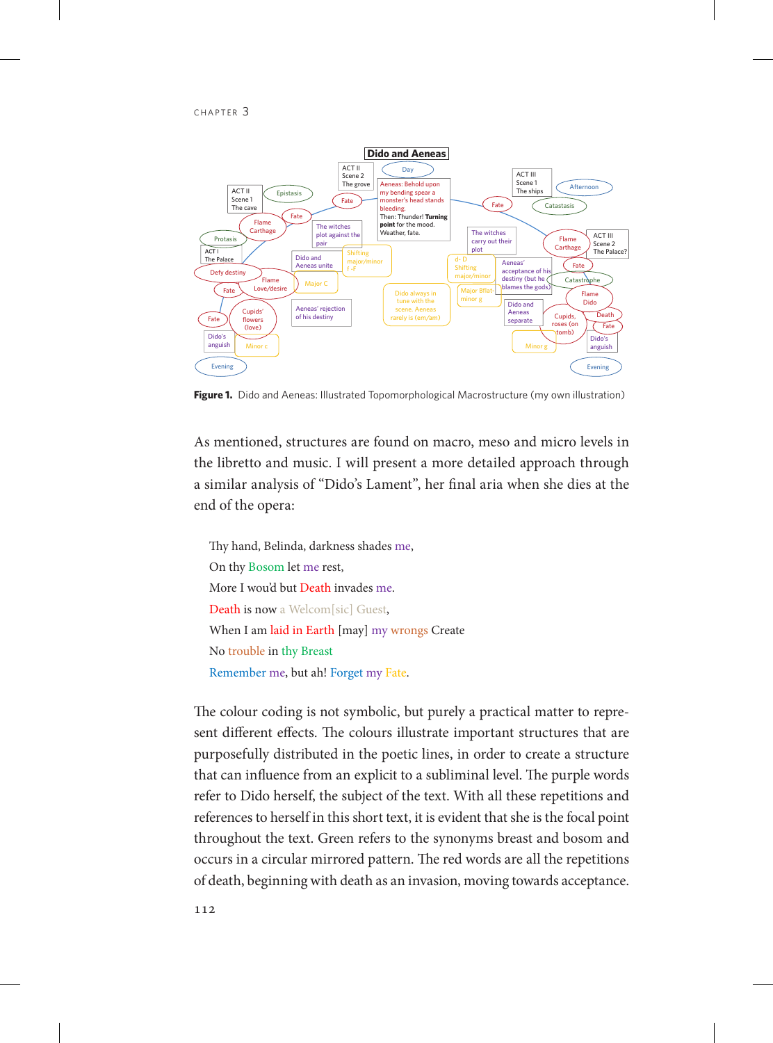**Figure 1.** Dido and Aeneas: Illustrated Topomorphological Macrostructure (my own illustration)

As mentioned, structures are found on macro, meso and micro levels in the libretto and music. I will present a more detailed approach through a similar analysis of "Dido's Lament", her final aria when she dies at the end of the opera:

> Thy hand, Belinda, darkness shades me,
> On thy Bosom let me rest,
> More I wou'd but Death invades me.
> Death is now a Welcom[sic] Guest,
> When I am laid in Earth [may] my wrongs Create
> No trouble in thy Breast
> Remember me, but ah! Forget my Fate.

The colour coding is not symbolic, but purely a practical matter to represent different effects. The colours illustrate important structures that are purposefully distributed in the poetic lines, in order to create a structure that can influence from an explicit to a subliminal level. The purple words refer to Dido herself, the subject of the text. With all these repetitions and references to herself in this short text, it is evident that she is the focal point throughout the text. Green refers to the synonyms breast and bosom and occurs in a circular mirrored pattern. The red words are all the repetitions of death, beginning with death as an invasion, moving towards acceptance.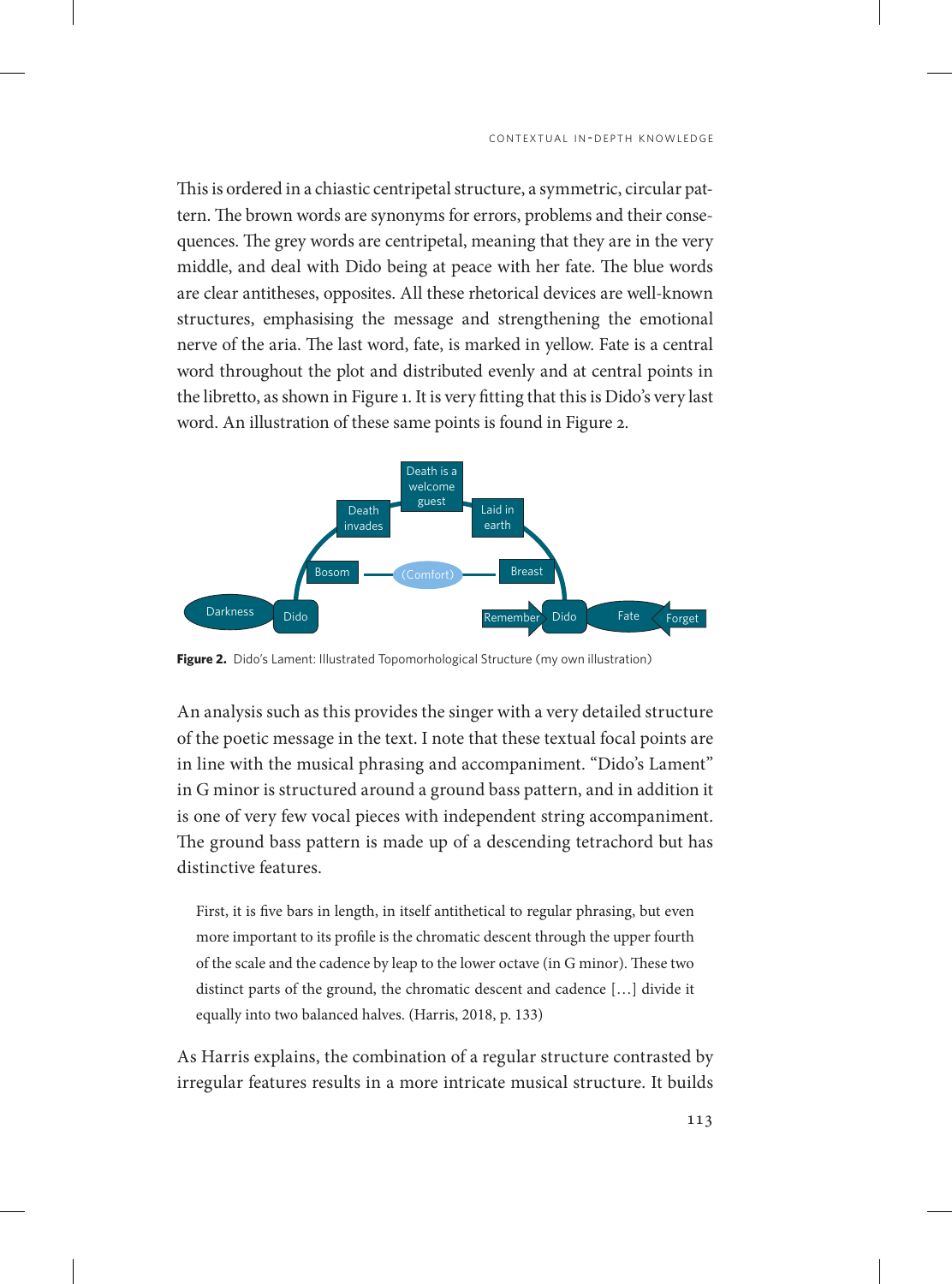This is ordered in a chiastic centripetal structure, a symmetric, circular pattern. The brown words are synonyms for errors, problems and their consequences. The grey words are centripetal, meaning that they are in the very middle, and deal with Dido being at peace with her fate. The blue words are clear antitheses, opposites. All these rhetorical devices are well-known structures, emphasising the message and strengthening the emotional nerve of the aria. The last word, fate, is marked in yellow. Fate is a central word throughout the plot and distributed evenly and at central points in the libretto, as shown in Figure 1. It is very fitting that this is Dido's very last word. An illustration of these same points is found in Figure 2.

**Figure 2.** Dido's Lament: Illustrated Topomorhological Structure (my own illustration)

An analysis such as this provides the singer with a very detailed structure of the poetic message in the text. I note that these textual focal points are in line with the musical phrasing and accompaniment. "Dido's Lament" in G minor is structured around a ground bass pattern, and in addition it is one of very few vocal pieces with independent string accompaniment. The ground bass pattern is made up of a descending tetrachord but has distinctive features.

> First, it is five bars in length, in itself antithetical to regular phrasing, but even more important to its profile is the chromatic descent through the upper fourth of the scale and the cadence by leap to the lower octave (in G minor). These two distinct parts of the ground, the chromatic descent and cadence […] divide it equally into two balanced halves. (Harris, 2018, p. 133)

As Harris explains, the combination of a regular structure contrasted by irregular features results in a more intricate musical structure. It builds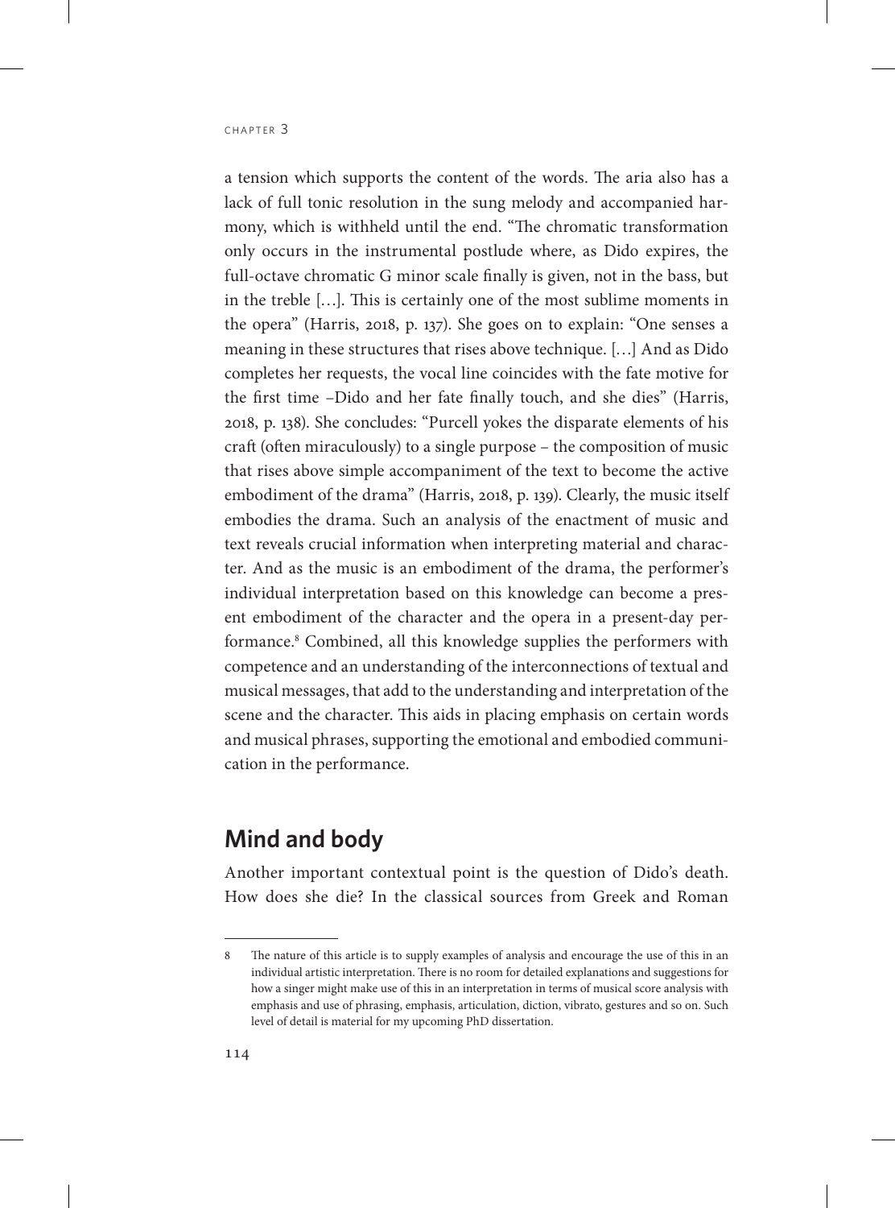a tension which supports the content of the words. The aria also has a lack of full tonic resolution in the sung melody and accompanied harmony, which is withheld until the end. "The chromatic transformation only occurs in the instrumental postlude where, as Dido expires, the full-octave chromatic G minor scale finally is given, not in the bass, but in the treble […]. This is certainly one of the most sublime moments in the opera" (Harris, 2018, p. 137). She goes on to explain: "One senses a meaning in these structures that rises above technique. […] And as Dido completes her requests, the vocal line coincides with the fate motive for the first time –Dido and her fate finally touch, and she dies" (Harris, 2018, p. 138). She concludes: "Purcell yokes the disparate elements of his craft (often miraculously) to a single purpose – the composition of music that rises above simple accompaniment of the text to become the active embodiment of the drama" (Harris, 2018, p. 139). Clearly, the music itself embodies the drama. Such an analysis of the enactment of music and text reveals crucial information when interpreting material and character. And as the music is an embodiment of the drama, the performer's individual interpretation based on this knowledge can become a present embodiment of the character and the opera in a present-day performance.[8] Combined, all this knowledge supplies the performers with competence and an understanding of the interconnections of textual and musical messages, that add to the understanding and interpretation of the scene and the character. This aids in placing emphasis on certain words and musical phrases, supporting the emotional and embodied communication in the performance.

## Mind and body

Another important contextual point is the question of Dido's death. How does she die? In the classical sources from Greek and Roman

8 The nature of this article is to supply examples of analysis and encourage the use of this in an individual artistic interpretation. There is no room for detailed explanations and suggestions for how a singer might make use of this in an interpretation in terms of musical score analysis with emphasis and use of phrasing, emphasis, articulation, diction, vibrato, gestures and so on. Such level of detail is material for my upcoming PhD dissertation.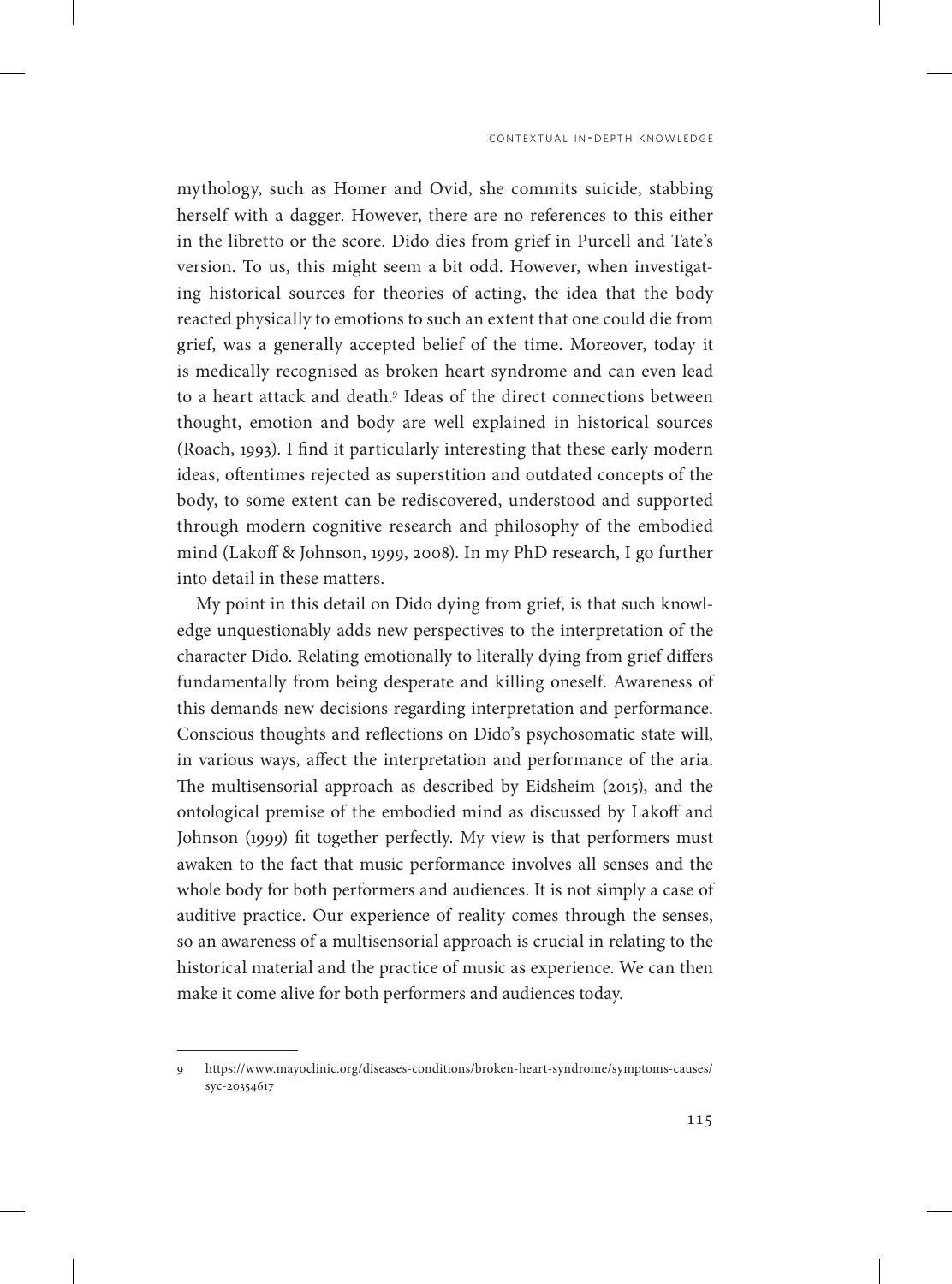mythology, such as Homer and Ovid, she commits suicide, stabbing herself with a dagger. However, there are no references to this either in the libretto or the score. Dido dies from grief in Purcell and Tate's version. To us, this might seem a bit odd. However, when investigating historical sources for theories of acting, the idea that the body reacted physically to emotions to such an extent that one could die from grief, was a generally accepted belief of the time. Moreover, today it is medically recognised as broken heart syndrome and can even lead to a heart attack and death.[9] Ideas of the direct connections between thought, emotion and body are well explained in historical sources (Roach, 1993). I find it particularly interesting that these early modern ideas, oftentimes rejected as superstition and outdated concepts of the body, to some extent can be rediscovered, understood and supported through modern cognitive research and philosophy of the embodied mind (Lakoff & Johnson, 1999, 2008). In my PhD research, I go further into detail in these matters.

My point in this detail on Dido dying from grief, is that such knowledge unquestionably adds new perspectives to the interpretation of the character Dido. Relating emotionally to literally dying from grief differs fundamentally from being desperate and killing oneself. Awareness of this demands new decisions regarding interpretation and performance. Conscious thoughts and reflections on Dido's psychosomatic state will, in various ways, affect the interpretation and performance of the aria. The multisensorial approach as described by Eidsheim (2015), and the ontological premise of the embodied mind as discussed by Lakoff and Johnson (1999) fit together perfectly. My view is that performers must awaken to the fact that music performance involves all senses and the whole body for both performers and audiences. It is not simply a case of auditive practice. Our experience of reality comes through the senses, so an awareness of a multisensorial approach is crucial in relating to the historical material and the practice of music as experience. We can then make it come alive for both performers and audiences today.

9 https://www.mayoclinic.org/diseases-conditions/broken-heart-syndrome/symptoms-causes/syc-20354617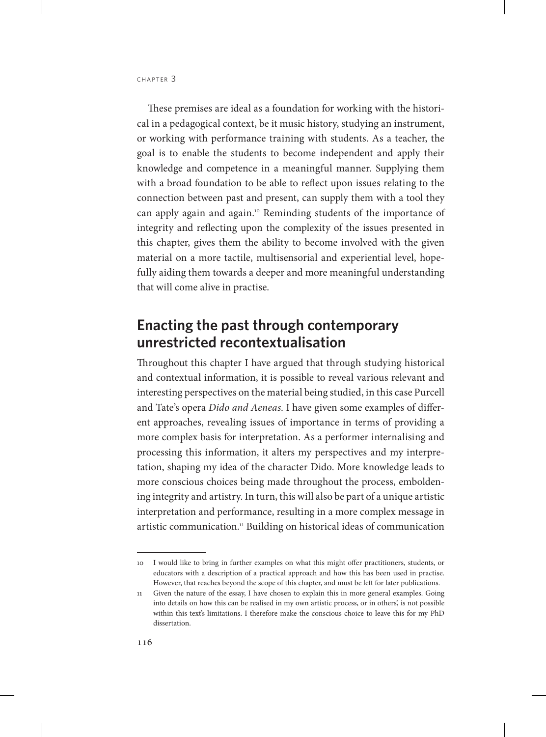These premises are ideal as a foundation for working with the historical in a pedagogical context, be it music history, studying an instrument, or working with performance training with students. As a teacher, the goal is to enable the students to become independent and apply their knowledge and competence in a meaningful manner. Supplying them with a broad foundation to be able to reflect upon issues relating to the connection between past and present, can supply them with a tool they can apply again and again.[10] Reminding students of the importance of integrity and reflecting upon the complexity of the issues presented in this chapter, gives them the ability to become involved with the given material on a more tactile, multisensorial and experiential level, hopefully aiding them towards a deeper and more meaningful understanding that will come alive in practise.

## Enacting the past through contemporary unrestricted recontextualisation

Throughout this chapter I have argued that through studying historical and contextual information, it is possible to reveal various relevant and interesting perspectives on the material being studied, in this case Purcell and Tate's opera *Dido and Aeneas*. I have given some examples of different approaches, revealing issues of importance in terms of providing a more complex basis for interpretation. As a performer internalising and processing this information, it alters my perspectives and my interpretation, shaping my idea of the character Dido. More knowledge leads to more conscious choices being made throughout the process, emboldening integrity and artistry. In turn, this will also be part of a unique artistic interpretation and performance, resulting in a more complex message in artistic communication.[11] Building on historical ideas of communication

---

10 I would like to bring in further examples on what this might offer practitioners, students, or educators with a description of a practical approach and how this has been used in practise. However, that reaches beyond the scope of this chapter, and must be left for later publications.

11 Given the nature of the essay, I have chosen to explain this in more general examples. Going into details on how this can be realised in my own artistic process, or in others', is not possible within this text's limitations. I therefore make the conscious choice to leave this for my PhD dissertation.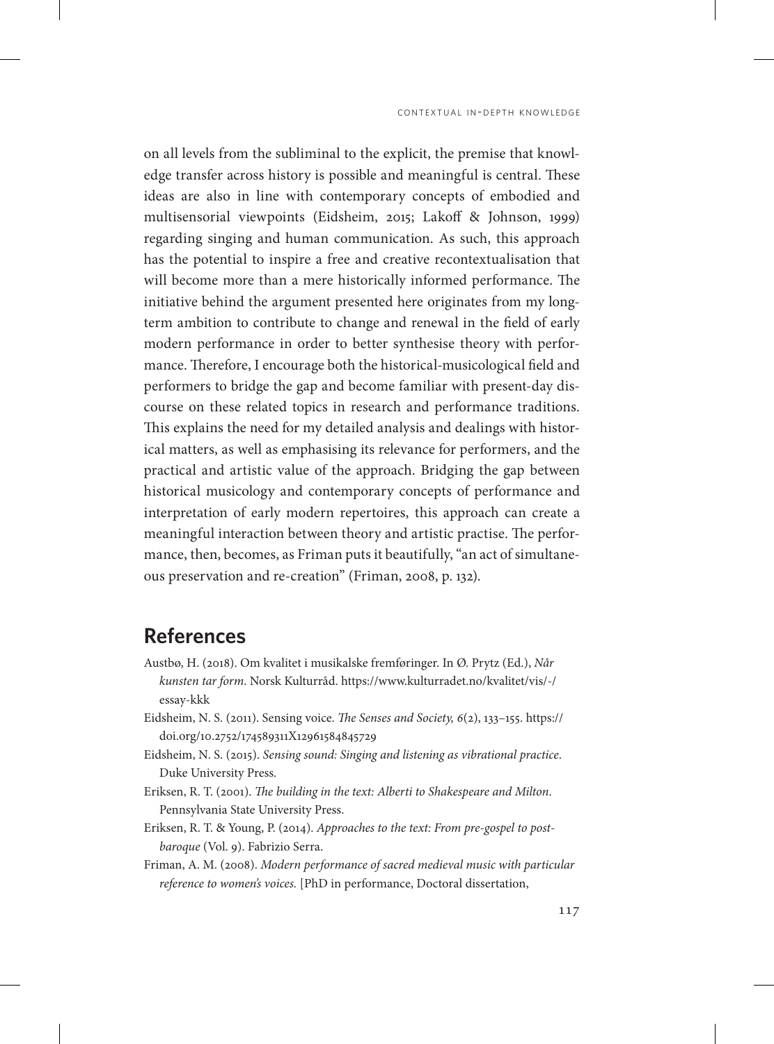on all levels from the subliminal to the explicit, the premise that knowledge transfer across history is possible and meaningful is central. These ideas are also in line with contemporary concepts of embodied and multisensorial viewpoints (Eidsheim, 2015; Lakoff & Johnson, 1999) regarding singing and human communication. As such, this approach has the potential to inspire a free and creative recontextualisation that will become more than a mere historically informed performance. The initiative behind the argument presented here originates from my long-term ambition to contribute to change and renewal in the field of early modern performance in order to better synthesise theory with performance. Therefore, I encourage both the historical-musicological field and performers to bridge the gap and become familiar with present-day discourse on these related topics in research and performance traditions. This explains the need for my detailed analysis and dealings with historical matters, as well as emphasising its relevance for performers, and the practical and artistic value of the approach. Bridging the gap between historical musicology and contemporary concepts of performance and interpretation of early modern repertoires, this approach can create a meaningful interaction between theory and artistic practise. The performance, then, becomes, as Friman puts it beautifully, "an act of simultaneous preservation and re-creation" (Friman, 2008, p. 132).

## References

Austbø, H. (2018). Om kvalitet i musikalske fremføringer. In Ø. Prytz (Ed.), *Når kunsten tar form*. Norsk Kulturråd. https://www.kulturradet.no/kvalitet/vis/-/essay-kkk

Eidsheim, N. S. (2011). Sensing voice. *The Senses and Society, 6*(2), 133–155. https://doi.org/10.2752/174589311X12961584845729

Eidsheim, N. S. (2015). *Sensing sound: Singing and listening as vibrational practice*. Duke University Press.

Eriksen, R. T. (2001). *The building in the text: Alberti to Shakespeare and Milton*. Pennsylvania State University Press.

Eriksen, R. T. & Young, P. (2014). *Approaches to the text: From pre-gospel to post-baroque* (Vol. 9). Fabrizio Serra.

Friman, A. M. (2008). *Modern performance of sacred medieval music with particular reference to women's voices.* [PhD in performance, Doctoral dissertation,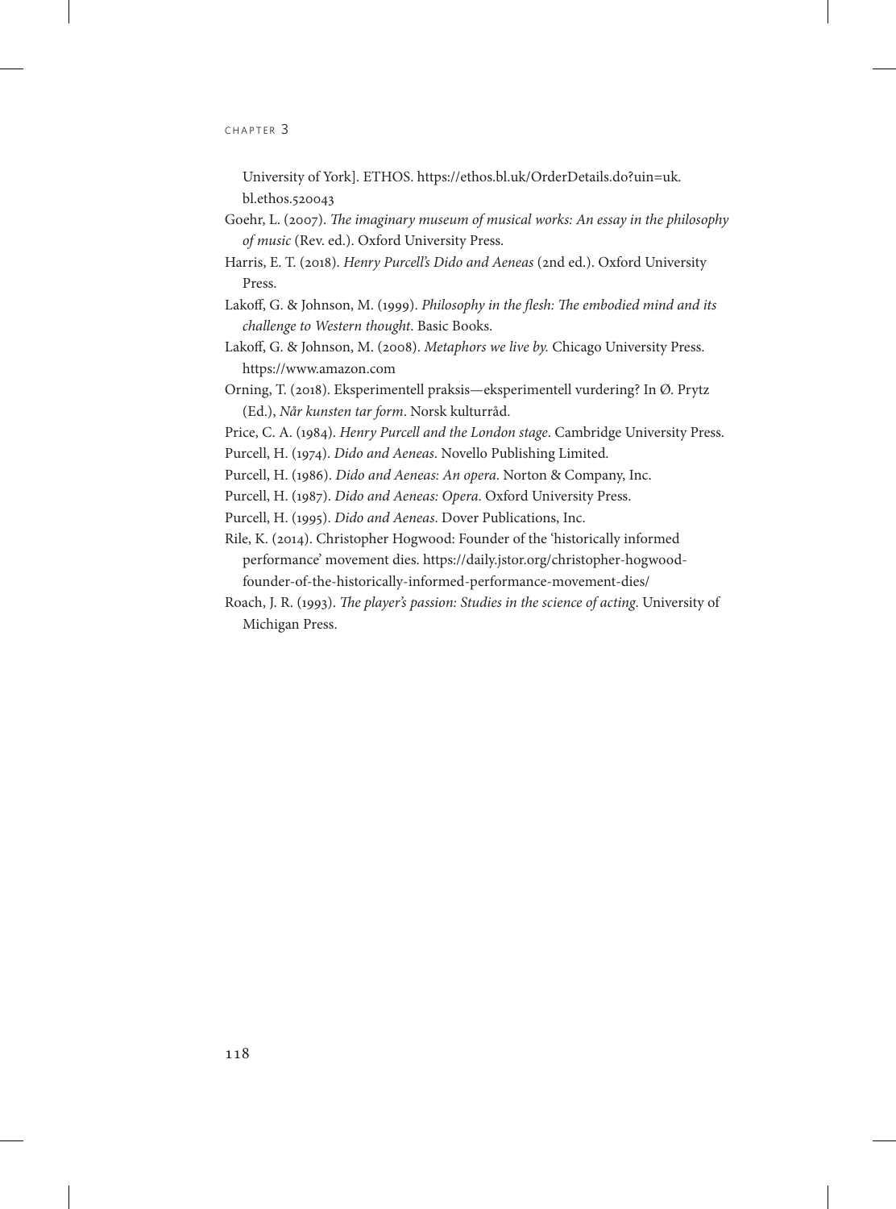University of York]. ETHOS. https://ethos.bl.uk/OrderDetails.do?uin=uk.bl.ethos.520043

Goehr, L. (2007). *The imaginary museum of musical works: An essay in the philosophy of music* (Rev. ed.). Oxford University Press.

Harris, E. T. (2018). *Henry Purcell's Dido and Aeneas* (2nd ed.). Oxford University Press.

Lakoff, G. & Johnson, M. (1999). *Philosophy in the flesh: The embodied mind and its challenge to Western thought*. Basic Books.

Lakoff, G. & Johnson, M. (2008). *Metaphors we live by.* Chicago University Press. https://www.amazon.com

Orning, T. (2018). Eksperimentell praksis—eksperimentell vurdering? In Ø. Prytz (Ed.), *Når kunsten tar form*. Norsk kulturråd.

Price, C. A. (1984). *Henry Purcell and the London stage*. Cambridge University Press.

Purcell, H. (1974). *Dido and Aeneas*. Novello Publishing Limited.

Purcell, H. (1986). *Dido and Aeneas: An opera*. Norton & Company, Inc.

Purcell, H. (1987). *Dido and Aeneas: Opera.* Oxford University Press.

Purcell, H. (1995). *Dido and Aeneas*. Dover Publications, Inc.

Rile, K. (2014). Christopher Hogwood: Founder of the 'historically informed performance' movement dies. https://daily.jstor.org/christopher-hogwood-founder-of-the-historically-informed-performance-movement-dies/

Roach, J. R. (1993). *The player's passion: Studies in the science of acting.* University of Michigan Press.